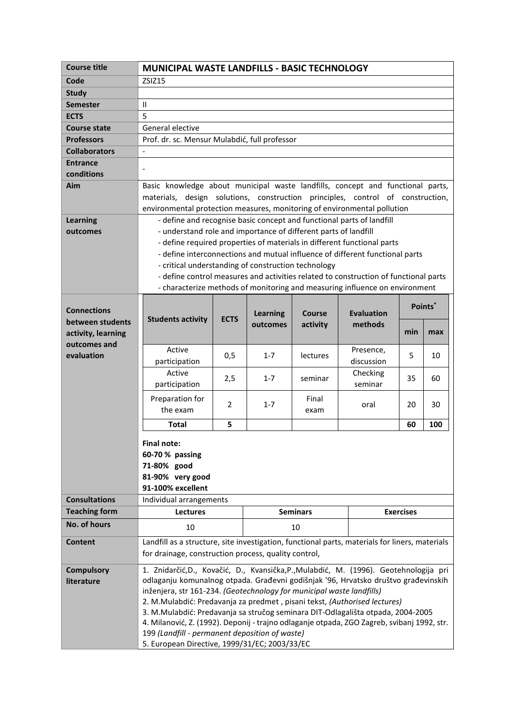| Course title | **MUNICIPAL WASTE LANDFILLS - BASIC TECHNOLOGY** |
|---|---|
| Code | ZSIZ15 |
| Study | |
| Semester | II |
| ECTS | 5 |
| Course state | General elective |
| Professors | Prof. dr. sc. Mensur Mulabdić, full professor |
| Collaborators | - |
| Entrance conditions | - |
| Aim | Basic knowledge about municipal waste landfills, concept and functional parts, materials, design solutions, construction principles, control of construction, environmental protection measures, monitoring of environmental pollution |
| Learning outcomes | - define and recognise basic concept and functional parts of landfill<br>- understand role and importance of different parts of landfill<br>- define required properties of materials in different functional parts<br>- define interconnections and mutual influence of different functional parts<br>- critical understanding of construction technology<br>- define control measures and activities related to construction of functional parts<br>- characterize methods of monitoring and measuring influence on environment |

**Connections between students activity, learning outcomes and evaluation**

| Students activity | ECTS | Learning outcomes | Course activity | Evaluation methods | Points* min | Points* max |
|---|---|---|---|---|---|---|
| Active participation | 0,5 | 1-7 | lectures | Presence, discussion | 5 | 10 |
| Active participation | 2,5 | 1-7 | seminar | Checking seminar | 35 | 60 |
| Preparation for the exam | 2 | 1-7 | Final exam | oral | 20 | 30 |
| **Total** | **5** | | | | **60** | **100** |

**Final note:**
**60-70 % passing**
**71-80% good**
**81-90% very good**
**91-100% excellent**

| Consultations | Individual arrangements | | |
|---|---|---|---|
| Teaching form | **Lectures** | **Seminars** | **Exercises** |
| No. of hours | 10 | 10 | |

| Content | Landfill as a structure, site investigation, functional parts, materials for liners, materials for drainage, construction process, quality control, |
|---|---|
| Compulsory literature | 1. Znidarčić,D., Kovačić, D., Kvansička,P.,Mulabdić, M. (1996). Geotehnologija pri odlaganju komunalnog otpada. Građevni godišnjak '96, Hrvatsko društvo građevinskih inženjera, str 161-234. *(Geotechnology for municipal waste landfills)*<br>2. M.Mulabdić: Predavanja za predmet , pisani tekst, *(Authorised lectures)*<br>3. M.Mulabdić: Predavanja sa stručog seminara DIT-Odlagališta otpada, 2004-2005<br>4. Milanović, Z. (1992). Deponij - trajno odlaganje otpada, ZGO Zagreb, svibanj 1992, str. 199 *(Landfill - permanent deposition of waste)*<br>5. European Directive, 1999/31/EC; 2003/33/EC |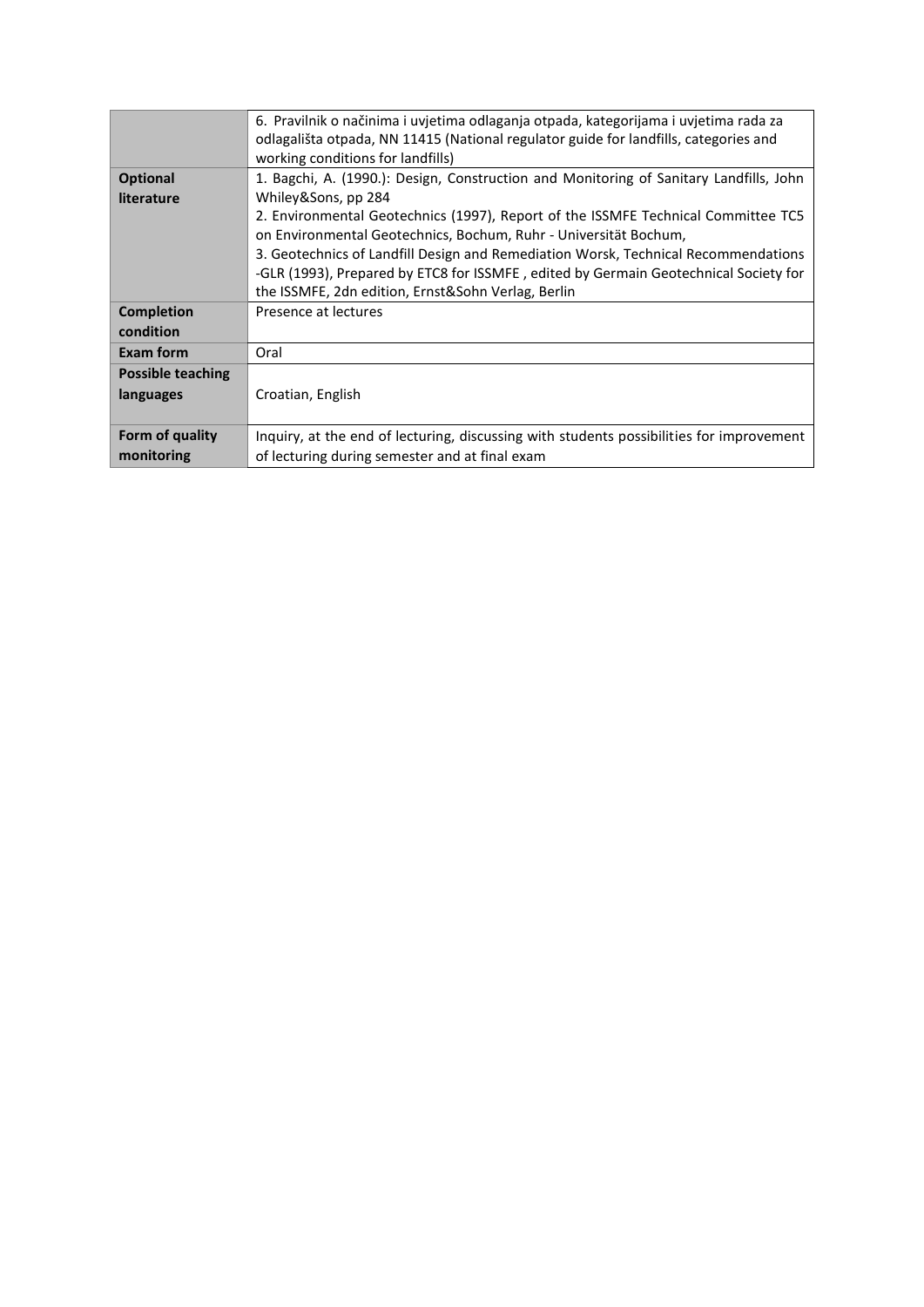| | |
|---|---|
| | 6. Pravilnik o načinima i uvjetima odlaganja otpada, kategorijama i uvjetima rada za odlagališta otpada, NN 11415 (National regulator guide for landfills, categories and working conditions for landfills) |
| **Optional literature** | 1. Bagchi, A. (1990.): Design, Construction and Monitoring of Sanitary Landfills, John Whiley&Sons, pp 284<br>2. Environmental Geotechnics (1997), Report of the ISSMFE Technical Committee TC5 on Environmental Geotechnics, Bochum, Ruhr - Universität Bochum,<br>3. Geotechnics of Landfill Design and Remediation Worsk, Technical Recommendations -GLR (1993), Prepared by ETC8 for ISSMFE , edited by Germain Geotechnical Society for the ISSMFE, 2dn edition, Ernst&Sohn Verlag, Berlin |
| **Completion condition** | Presence at lectures |
| **Exam form** | Oral |
| **Possible teaching languages** | Croatian, English |
| **Form of quality monitoring** | Inquiry, at the end of lecturing, discussing with students possibilities for improvement of lecturing during semester and at final exam |